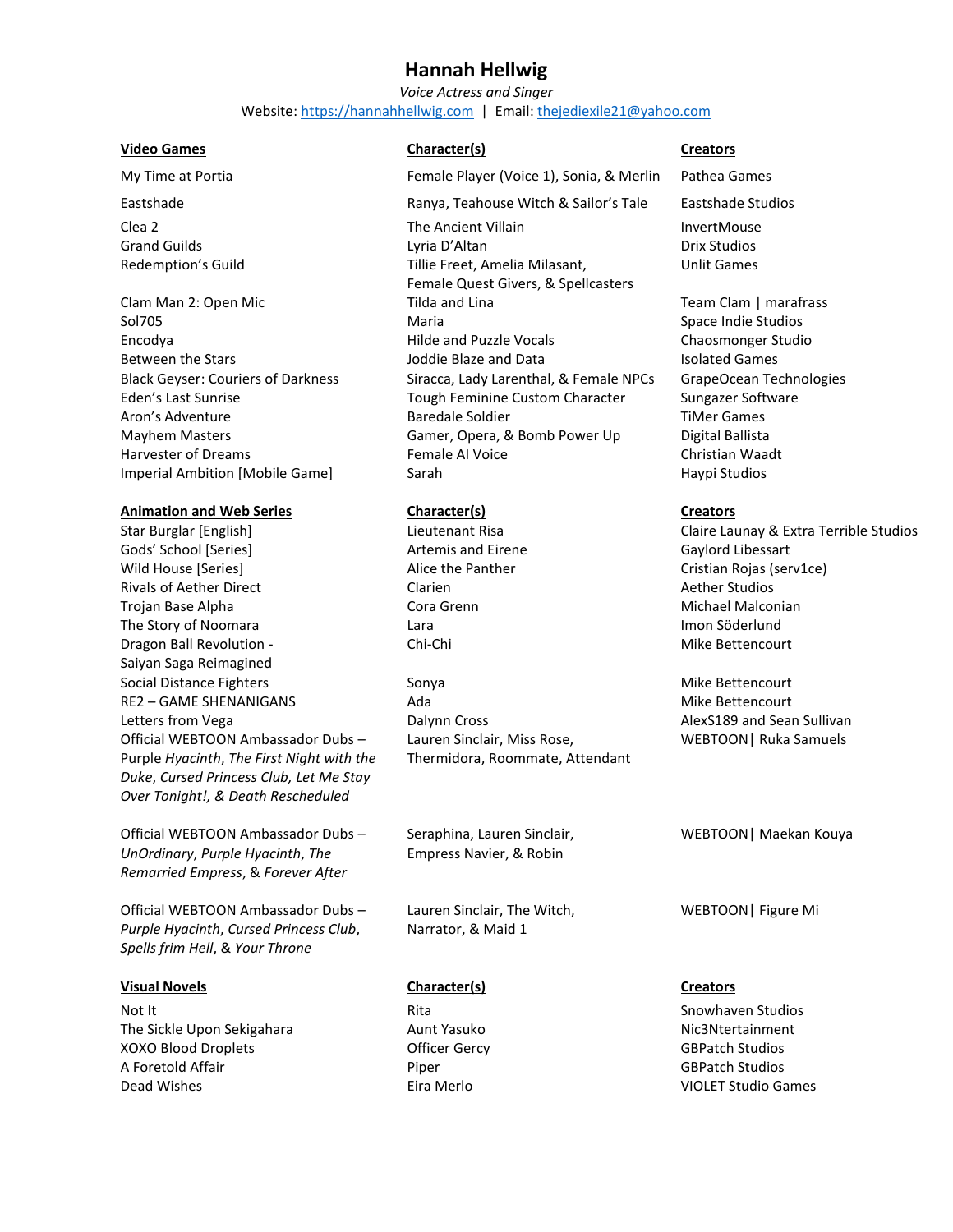# Hannah Hellwig

*Voice Actress and Singer*

Website: [https://hannahhellwig.com](https://hannahhellwig.com) | Email: [thejediexile21@yahoo.com](mailto:thejediexile21@yahoo.com)

| **Video Games** | **Character(s)** | **Creators** |
|---|---|---|
| My Time at Portia | Female Player (Voice 1), Sonia, & Merlin | Pathea Games |
| Eastshade | Ranya, Teahouse Witch & Sailor's Tale | Eastshade Studios |
| Clea 2 | The Ancient Villain | InvertMouse |
| Grand Guilds | Lyria D'Altan | Drix Studios |
| Redemption's Guild | Tillie Freet, Amelia Milasant, Female Quest Givers, & Spellcasters | Unlit Games |
| Clam Man 2: Open Mic | Tilda and Lina | Team Clam \| marafrass |
| Sol705 | Maria | Space Indie Studios |
| Encodya | Hilde and Puzzle Vocals | Chaosmonger Studio |
| Between the Stars | Joddie Blaze and Data | Isolated Games |
| Black Geyser: Couriers of Darkness | Siracca, Lady Larenthal, & Female NPCs | GrapeOcean Technologies |
| Eden's Last Sunrise | Tough Feminine Custom Character | Sungazer Software |
| Aron's Adventure | Baredale Soldier | TiMer Games |
| Mayhem Masters | Gamer, Opera, & Bomb Power Up | Digital Ballista |
| Harvester of Dreams | Female AI Voice | Christian Waadt |
| Imperial Ambition [Mobile Game] | Sarah | Haypi Studios |

| **Animation and Web Series** | **Character(s)** | **Creators** |
|---|---|---|
| Star Burglar [English] | Lieutenant Risa | Claire Launay & Extra Terrible Studios |
| Gods' School [Series] | Artemis and Eirene | Gaylord Libessart |
| Wild House [Series] | Alice the Panther | Cristian Rojas (serv1ce) |
| Rivals of Aether Direct | Clarien | Aether Studios |
| Trojan Base Alpha | Cora Grenn | Michael Malconian |
| The Story of Noomara | Lara | Imon Söderlund |
| Dragon Ball Revolution - Saiyan Saga Reimagined | Chi-Chi | Mike Bettencourt |
| Social Distance Fighters | Sonya | Mike Bettencourt |
| RE2 – GAME SHENANIGANS | Ada | Mike Bettencourt |
| Letters from Vega | Dalynn Cross | AlexS189 and Sean Sullivan |
| Official WEBTOON Ambassador Dubs – *Purple Hyacinth*, *The First Night with the Duke*, *Cursed Princess Club*, *Let Me Stay Over Tonight!*, *& Death Rescheduled* | Lauren Sinclair, Miss Rose, Thermidora, Roommate, Attendant | WEBTOON\| Ruka Samuels |
| Official WEBTOON Ambassador Dubs – *UnOrdinary*, *Purple Hyacinth*, *The Remarried Empress*, & *Forever After* | Seraphina, Lauren Sinclair, Empress Navier, & Robin | WEBTOON\| Maekan Kouya |
| Official WEBTOON Ambassador Dubs – *Purple Hyacinth*, *Cursed Princess Club*, *Spells frim Hell*, & *Your Throne* | Lauren Sinclair, The Witch, Narrator, & Maid 1 | WEBTOON\| Figure Mi |

| **Visual Novels** | **Character(s)** | **Creators** |
|---|---|---|
| Not It | Rita | Snowhaven Studios |
| The Sickle Upon Sekigahara | Aunt Yasuko | Nic3Ntertainment |
| XOXO Blood Droplets | Officer Gercy | GBPatch Studios |
| A Foretold Affair | Piper | GBPatch Studios |
| Dead Wishes | Eira Merlo | VIOLET Studio Games |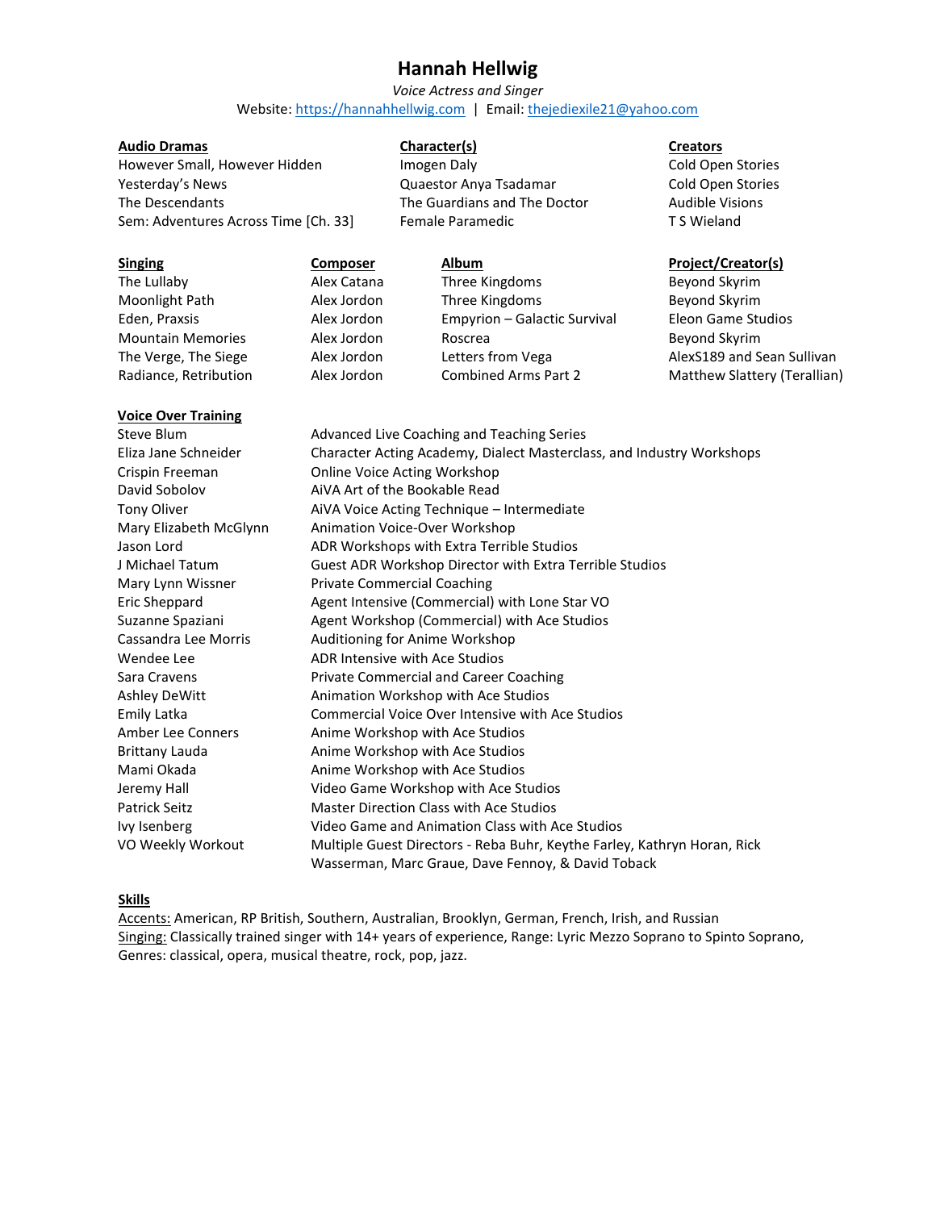# Hannah Hellwig

*Voice Actress and Singer*

Website: [https://hannahhellwig.com](https://hannahhellwig.com) | Email: [thejediexile21@yahoo.com](mailto:thejediexile21@yahoo.com)

| Audio Dramas | Character(s) | Creators |
|---|---|---|
| However Small, However Hidden | Imogen Daly | Cold Open Stories |
| Yesterday's News | Quaestor Anya Tsadamar | Cold Open Stories |
| The Descendants | The Guardians and The Doctor | Audible Visions |
| Sem: Adventures Across Time [Ch. 33] | Female Paramedic | T S Wieland |

| Singing | Composer | Album | Project/Creator(s) |
|---|---|---|---|
| The Lullaby | Alex Catana | Three Kingdoms | Beyond Skyrim |
| Moonlight Path | Alex Jordon | Three Kingdoms | Beyond Skyrim |
| Eden, Praxis | Alex Jordon | Empyrion – Galactic Survival | Eleon Game Studios |
| Mountain Memories | Alex Jordon | Roscrea | Beyond Skyrim |
| The Verge, The Siege | Alex Jordon | Letters from Vega | AlexS189 and Sean Sullivan |
| Radiance, Retribution | Alex Jordon | Combined Arms Part 2 | Matthew Slattery (Terallian) |

| Voice Over Training | |
|---|---|
| Steve Blum | Advanced Live Coaching and Teaching Series |
| Eliza Jane Schneider | Character Acting Academy, Dialect Masterclass, and Industry Workshops |
| Crispin Freeman | Online Voice Acting Workshop |
| David Sobolov | AiVA Art of the Bookable Read |
| Tony Oliver | AiVA Voice Acting Technique – Intermediate |
| Mary Elizabeth McGlynn | Animation Voice-Over Workshop |
| Jason Lord | ADR Workshops with Extra Terrible Studios |
| J Michael Tatum | Guest ADR Workshop Director with Extra Terrible Studios |
| Mary Lynn Wissner | Private Commercial Coaching |
| Eric Sheppard | Agent Intensive (Commercial) with Lone Star VO |
| Suzanne Spaziani | Agent Workshop (Commercial) with Ace Studios |
| Cassandra Lee Morris | Auditioning for Anime Workshop |
| Wendee Lee | ADR Intensive with Ace Studios |
| Sara Cravens | Private Commercial and Career Coaching |
| Ashley DeWitt | Animation Workshop with Ace Studios |
| Emily Latka | Commercial Voice Over Intensive with Ace Studios |
| Amber Lee Conners | Anime Workshop with Ace Studios |
| Brittany Lauda | Anime Workshop with Ace Studios |
| Mami Okada | Anime Workshop with Ace Studios |
| Jeremy Hall | Video Game Workshop with Ace Studios |
| Patrick Seitz | Master Direction Class with Ace Studios |
| Ivy Isenberg | Video Game and Animation Class with Ace Studios |
| VO Weekly Workout | Multiple Guest Directors - Reba Buhr, Keythe Farley, Kathryn Horan, Rick Wasserman, Marc Graue, Dave Fennoy, & David Toback |

## Skills

Accents: American, RP British, Southern, Australian, Brooklyn, German, French, Irish, and Russian

Singing: Classically trained singer with 14+ years of experience, Range: Lyric Mezzo Soprano to Spinto Soprano, Genres: classical, opera, musical theatre, rock, pop, jazz.